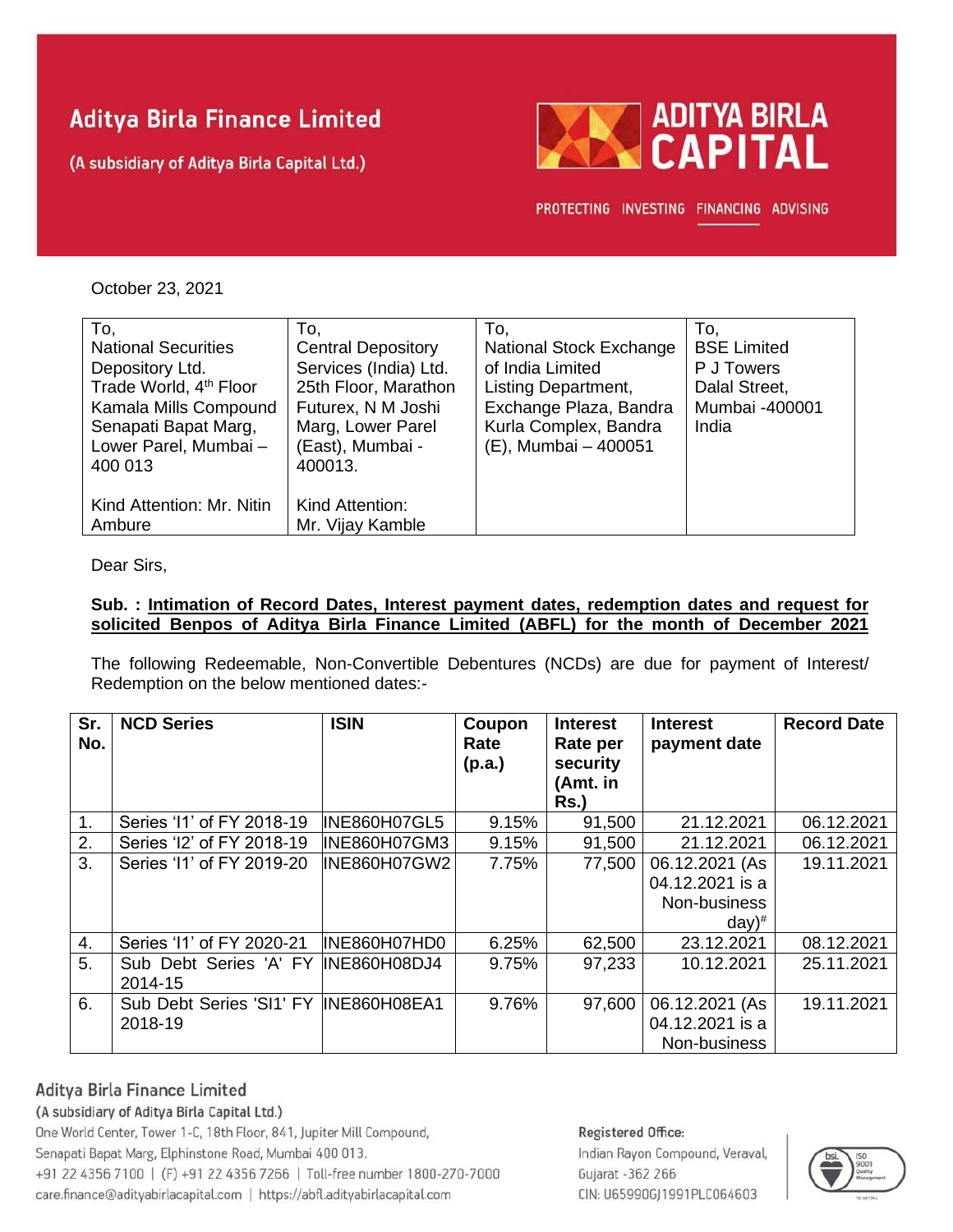# Aditya Birla Finance Limited

(A subsidiary of Aditya Birla Capital Ltd.)

ADITYA BIRLA CAPITAL

PROTECTING INVESTING FINANCING ADVISING

October 23, 2021

| To, National Securities Depository Ltd. Trade World, 4th Floor Kamala Mills Compound Senapati Bapat Marg, Lower Parel, Mumbai – 400 013 Kind Attention: Mr. Nitin Ambure | To, Central Depository Services (India) Ltd. 25th Floor, Marathon Futurex, N M Joshi Marg, Lower Parel (East), Mumbai - 400013. Kind Attention: Mr. Vijay Kamble | To, National Stock Exchange of India Limited Listing Department, Exchange Plaza, Bandra Kurla Complex, Bandra (E), Mumbai – 400051 | To, BSE Limited P J Towers Dalal Street, Mumbai -400001 India |
|---|---|---|---|

Dear Sirs,

**Sub. : Intimation of Record Dates, Interest payment dates, redemption dates and request for solicited Benpos of Aditya Birla Finance Limited (ABFL) for the month of December 2021**

The following Redeemable, Non-Convertible Debentures (NCDs) are due for payment of Interest/ Redemption on the below mentioned dates:-

| Sr. No. | NCD Series | ISIN | Coupon Rate (p.a.) | Interest Rate per security (Amt. in Rs.) | Interest payment date | Record Date |
|---|---|---|---|---|---|---|
| 1. | Series 'I1' of FY 2018-19 | INE860H07GL5 | 9.15% | 91,500 | 21.12.2021 | 06.12.2021 |
| 2. | Series 'I2' of FY 2018-19 | INE860H07GM3 | 9.15% | 91,500 | 21.12.2021 | 06.12.2021 |
| 3. | Series 'I1' of FY 2019-20 | INE860H07GW2 | 7.75% | 77,500 | 06.12.2021 (As 04.12.2021 is a Non-business day)# | 19.11.2021 |
| 4. | Series 'I1' of FY 2020-21 | INE860H07HD0 | 6.25% | 62,500 | 23.12.2021 | 08.12.2021 |
| 5. | Sub Debt Series 'A' FY 2014-15 | INE860H08DJ4 | 9.75% | 97,233 | 10.12.2021 | 25.11.2021 |
| 6. | Sub Debt Series 'SI1' FY 2018-19 | INE860H08EA1 | 9.76% | 97,600 | 06.12.2021 (As 04.12.2021 is a Non-business | 19.11.2021 |

**Aditya Birla Finance Limited**

(A subsidiary of Aditya Birla Capital Ltd.)

One World Center, Tower 1-C, 18th Floor, 841, Jupiter Mill Compound, Senapati Bapat Marg, Elphinstone Road, Mumbai 400 013.

+91 22 4356 7100 | (F) +91 22 4356 7266 | Toll-free number 1800-270-7000

care.finance@adityabirlacapital.com | https://abfl.adityabirlacapital.com

Registered Office:
Indian Rayon Compound, Veraval, Gujarat -362 266
CIN: U65990GJ1991PLC064603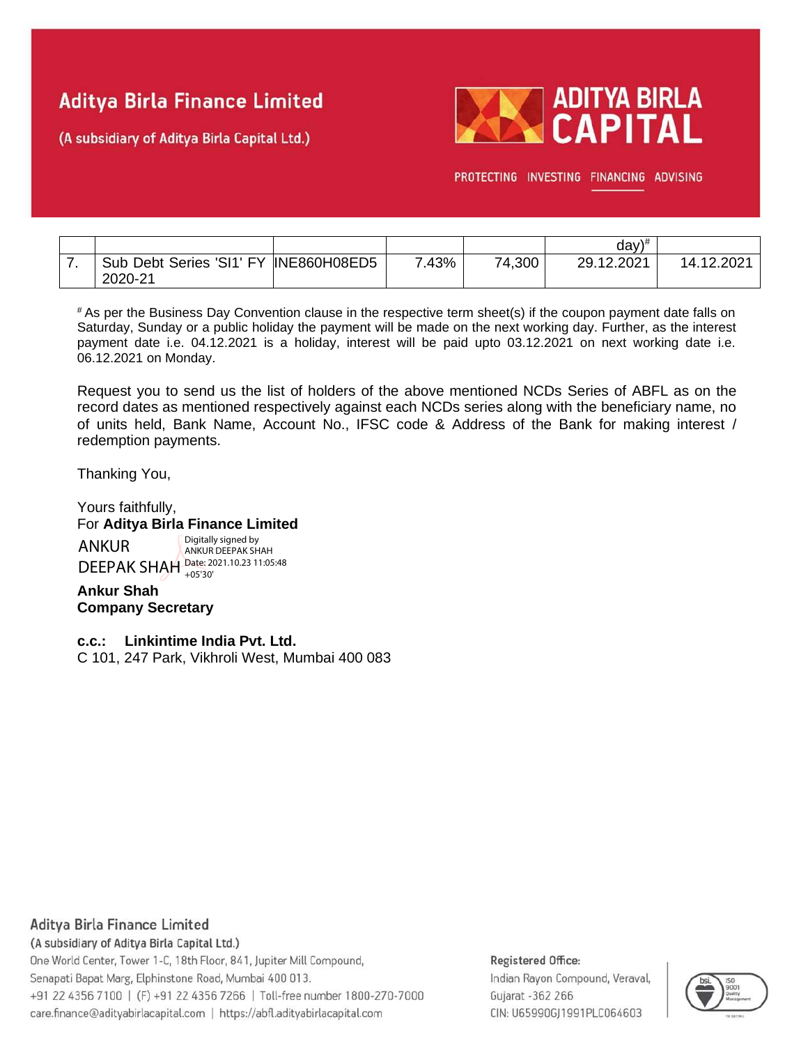| | | | | | | |
|---|---|---|---|---|---|---|
| | | | | | day)# | |
| 7. | Sub Debt Series 'SI1' FY 2020-21 | INE860H08ED5 | 7.43% | 74,300 | 29.12.2021 | 14.12.2021 |

# As per the Business Day Convention clause in the respective term sheet(s) if the coupon payment date falls on Saturday, Sunday or a public holiday the payment will be made on the next working day. Further, as the interest payment date i.e. 04.12.2021 is a holiday, interest will be paid upto 03.12.2021 on next working date i.e. 06.12.2021 on Monday.

Request you to send us the list of holders of the above mentioned NCDs Series of ABFL as on the record dates as mentioned respectively against each NCDs series along with the beneficiary name, no of units held, Bank Name, Account No., IFSC code & Address of the Bank for making interest / redemption payments.

Thanking You,

Yours faithfully,
For **Aditya Birla Finance Limited**

ANKUR DEEPAK SHAH
Digitally signed by ANKUR DEEPAK SHAH
Date: 2021.10.23 11:05:48 +05'30'

**Ankur Shah**
**Company Secretary**

**c.c.: Linkintime India Pvt. Ltd.**
C 101, 247 Park, Vikhroli West, Mumbai 400 083